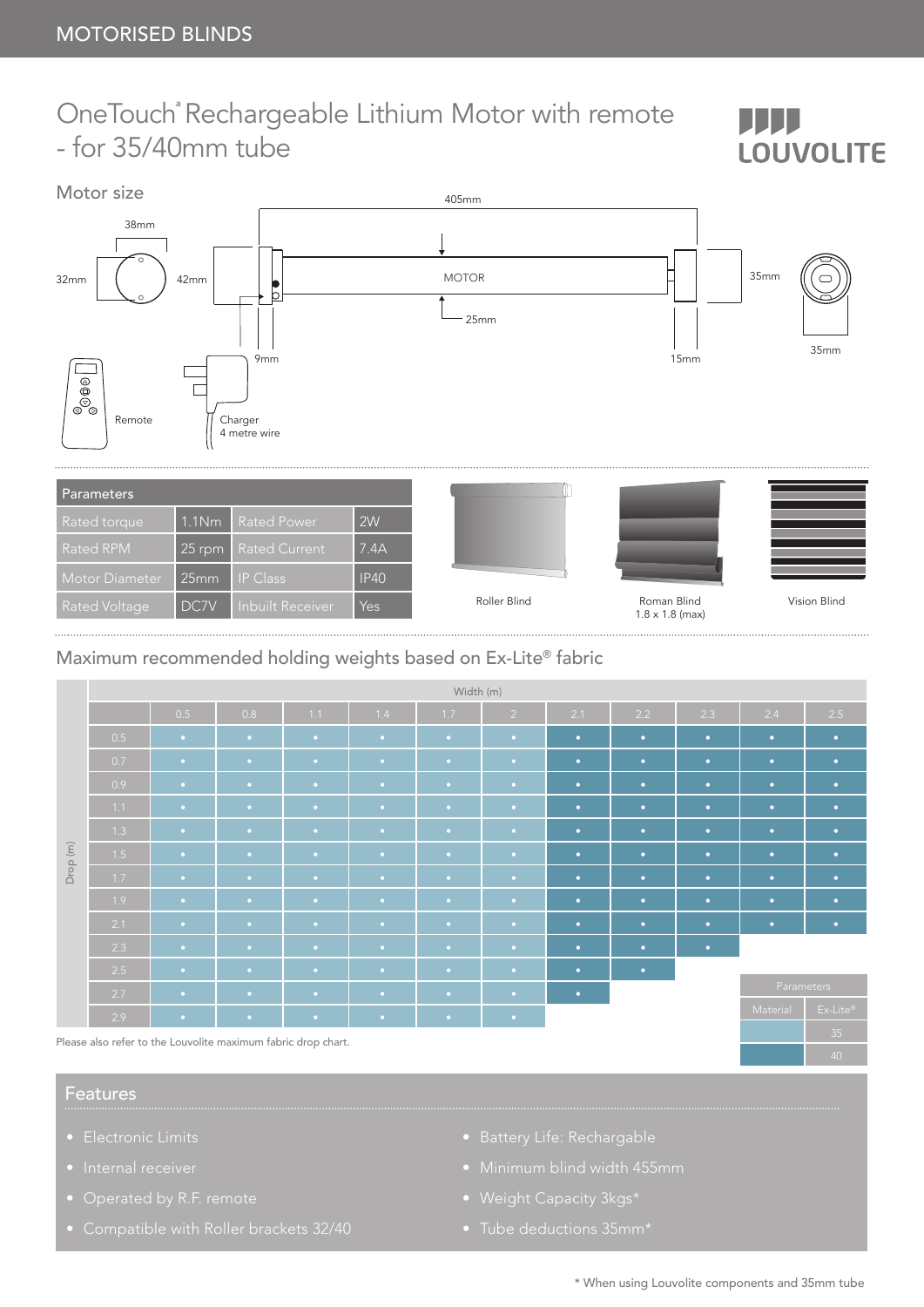MOTORISED BLINDS

# OneTouch® Rechargeable Lithium Motor with remote - for 35/40mm tube

LOUVOLITE

## Motor size

38mm

32mm

42mm

405mm

MOTOR

25mm

9mm

15mm

35mm

35mm

Remote

Charger
4 metre wire

| Parameters | | | |
|---|---|---|---|
| Rated torque | 1.1Nm | Rated Power | 2W |
| Rated RPM | 25 rpm | Rated Current | 7.4A |
| Motor Diameter | 25mm | IP Class | IP40 |
| Rated Voltage | DC7V | Inbuilt Receiver | Yes |

Roller Blind

Roman Blind
1.8 x 1.8 (max)

Vision Blind

## Maximum recommended holding weights based on Ex-Lite® fabric

| Drop (m) \ Width (m) | 0.5 | 0.8 | 1.1 | 1.4 | 1.7 | 2 | 2.1 | 2.2 | 2.3 | 2.4 | 2.5 |
|---|---|---|---|---|---|---|---|---|---|---|---|
| 0.5 | • | • | • | • | • | • | • | • | • | • | • |
| 0.7 | • | • | • | • | • | • | • | • | • | • | • |
| 0.9 | • | • | • | • | • | • | • | • | • | • | • |
| 1.1 | • | • | • | • | • | • | • | • | • | • | • |
| 1.3 | • | • | • | • | • | • | • | • | • | • | • |
| 1.5 | • | • | • | • | • | • | • | • | • | • | • |
| 1.7 | • | • | • | • | • | • | • | • | • | • | • |
| 1.9 | • | • | • | • | • | • | • | • | • | • | • |
| 2.1 | • | • | • | • | • | • | • | • | • | • | • |
| 2.3 | • | • | • | • | • | • | • | • | • | | |
| 2.5 | • | • | • | • | • | • | • | • | | | |
| 2.7 | • | • | • | • | • | • | • | | | | |
| 2.9 | • | • | • | • | • | • | | | | | |

| Parameters | |
|---|---|
| Material | Ex-Lite® |
| (light blue) | 35 |
| (dark blue) | 40 |

Please also refer to the Louvolite maximum fabric drop chart.

## Features

- Electronic Limits
- Internal receiver
- Operated by R.F. remote
- Compatible with Roller brackets 32/40
- Battery Life: Rechargable
- Minimum blind width 455mm
- Weight Capacity 3kgs*
- Tube deductions 35mm*

\* When using Louvolite components and 35mm tube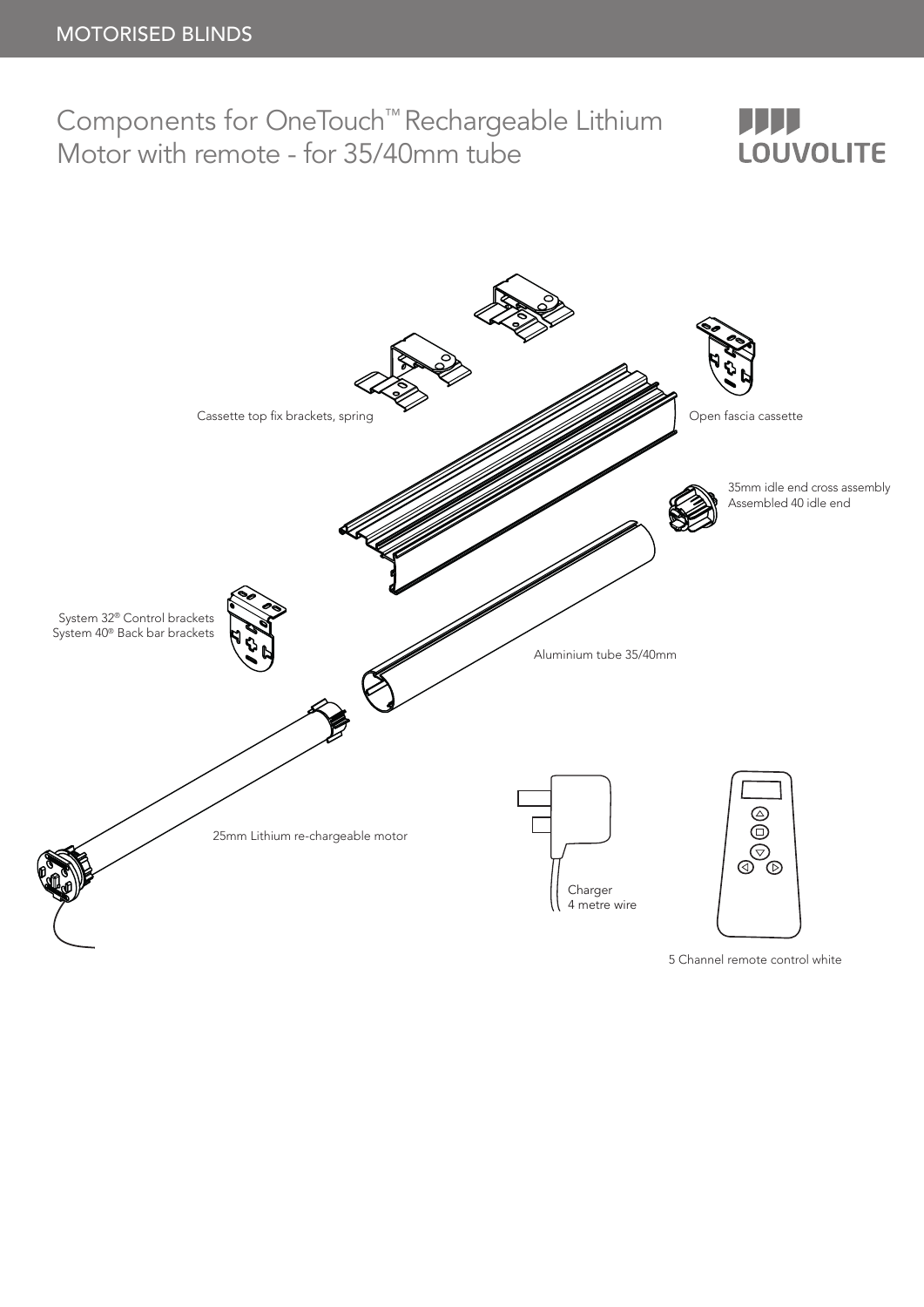MOTORISED BLINDS

# Components for OneTouch™ Rechargeable Lithium Motor with remote - for 35/40mm tube

LOUVOLITE

Cassette top fix brackets, spring

Open fascia cassette

35mm idle end cross assembly
Assembled 40 idle end

System 32® Control brackets
System 40® Back bar brackets

Aluminium tube 35/40mm

25mm Lithium re-chargeable motor

Charger
4 metre wire

5 Channel remote control white